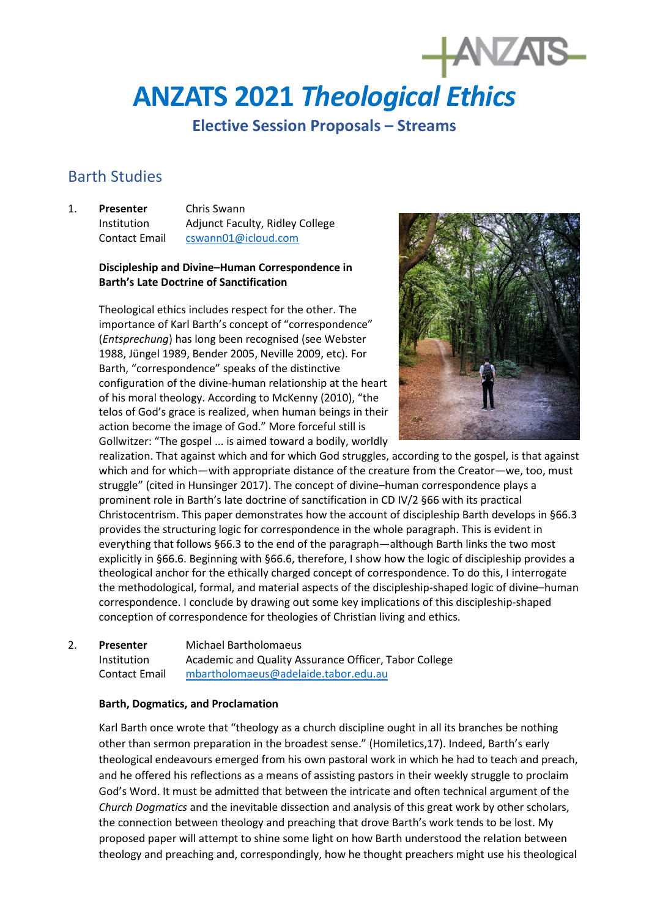# ANZATS 2021 *Theological Ethics*

## Elective Session Proposals – Streams

## Barth Studies

1. **Presenter** Chris Swann
   Institution Adjunct Faculty, Ridley College
   Contact Email cswann01@icloud.com

   **Discipleship and Divine–Human Correspondence in Barth's Late Doctrine of Sanctification**

   Theological ethics includes respect for the other. The importance of Karl Barth's concept of "correspondence" (*Entsprechung*) has long been recognised (see Webster 1988, Jüngel 1989, Bender 2005, Neville 2009, etc). For Barth, "correspondence" speaks of the distinctive configuration of the divine-human relationship at the heart of his moral theology. According to McKenny (2010), "the telos of God's grace is realized, when human beings in their action become the image of God." More forceful still is Gollwitzer: "The gospel ... is aimed toward a bodily, worldly realization. That against which and for which God struggles, according to the gospel, is that against which and for which—with appropriate distance of the creature from the Creator—we, too, must struggle" (cited in Hunsinger 2017). The concept of divine–human correspondence plays a prominent role in Barth's late doctrine of sanctification in CD IV/2 §66 with its practical Christocentrism. This paper demonstrates how the account of discipleship Barth develops in §66.3 provides the structuring logic for correspondence in the whole paragraph. This is evident in everything that follows §66.3 to the end of the paragraph—although Barth links the two most explicitly in §66.6. Beginning with §66.6, therefore, I show how the logic of discipleship provides a theological anchor for the ethically charged concept of correspondence. To do this, I interrogate the methodological, formal, and material aspects of the discipleship-shaped logic of divine–human correspondence. I conclude by drawing out some key implications of this discipleship-shaped conception of correspondence for theologies of Christian living and ethics.

2. **Presenter** Michael Bartholomaeus
   Institution Academic and Quality Assurance Officer, Tabor College
   Contact Email mbartholomaeus@adelaide.tabor.edu.au

   **Barth, Dogmatics, and Proclamation**

   Karl Barth once wrote that "theology as a church discipline ought in all its branches be nothing other than sermon preparation in the broadest sense." (Homiletics,17). Indeed, Barth's early theological endeavours emerged from his own pastoral work in which he had to teach and preach, and he offered his reflections as a means of assisting pastors in their weekly struggle to proclaim God's Word. It must be admitted that between the intricate and often technical argument of the *Church Dogmatics* and the inevitable dissection and analysis of this great work by other scholars, the connection between theology and preaching that drove Barth's work tends to be lost. My proposed paper will attempt to shine some light on how Barth understood the relation between theology and preaching and, correspondingly, how he thought preachers might use his theological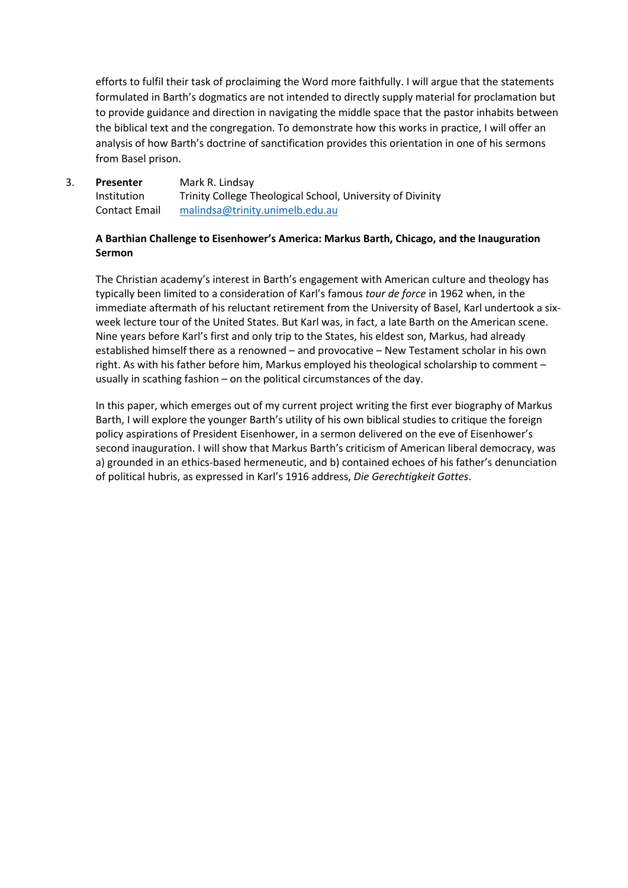efforts to fulfil their task of proclaiming the Word more faithfully. I will argue that the statements formulated in Barth's dogmatics are not intended to directly supply material for proclamation but to provide guidance and direction in navigating the middle space that the pastor inhabits between the biblical text and the congregation. To demonstrate how this works in practice, I will offer an analysis of how Barth's doctrine of sanctification provides this orientation in one of his sermons from Basel prison.

3. **Presenter** Mark R. Lindsay
   Institution Trinity College Theological School, University of Divinity
   Contact Email malindsa@trinity.unimelb.edu.au

   **A Barthian Challenge to Eisenhower's America: Markus Barth, Chicago, and the Inauguration Sermon**

   The Christian academy's interest in Barth's engagement with American culture and theology has typically been limited to a consideration of Karl's famous *tour de force* in 1962 when, in the immediate aftermath of his reluctant retirement from the University of Basel, Karl undertook a six-week lecture tour of the United States. But Karl was, in fact, a late Barth on the American scene. Nine years before Karl's first and only trip to the States, his eldest son, Markus, had already established himself there as a renowned – and provocative – New Testament scholar in his own right. As with his father before him, Markus employed his theological scholarship to comment – usually in scathing fashion – on the political circumstances of the day.

   In this paper, which emerges out of my current project writing the first ever biography of Markus Barth, I will explore the younger Barth's utility of his own biblical studies to critique the foreign policy aspirations of President Eisenhower, in a sermon delivered on the eve of Eisenhower's second inauguration. I will show that Markus Barth's criticism of American liberal democracy, was a) grounded in an ethics-based hermeneutic, and b) contained echoes of his father's denunciation of political hubris, as expressed in Karl's 1916 address, *Die Gerechtigkeit Gottes*.